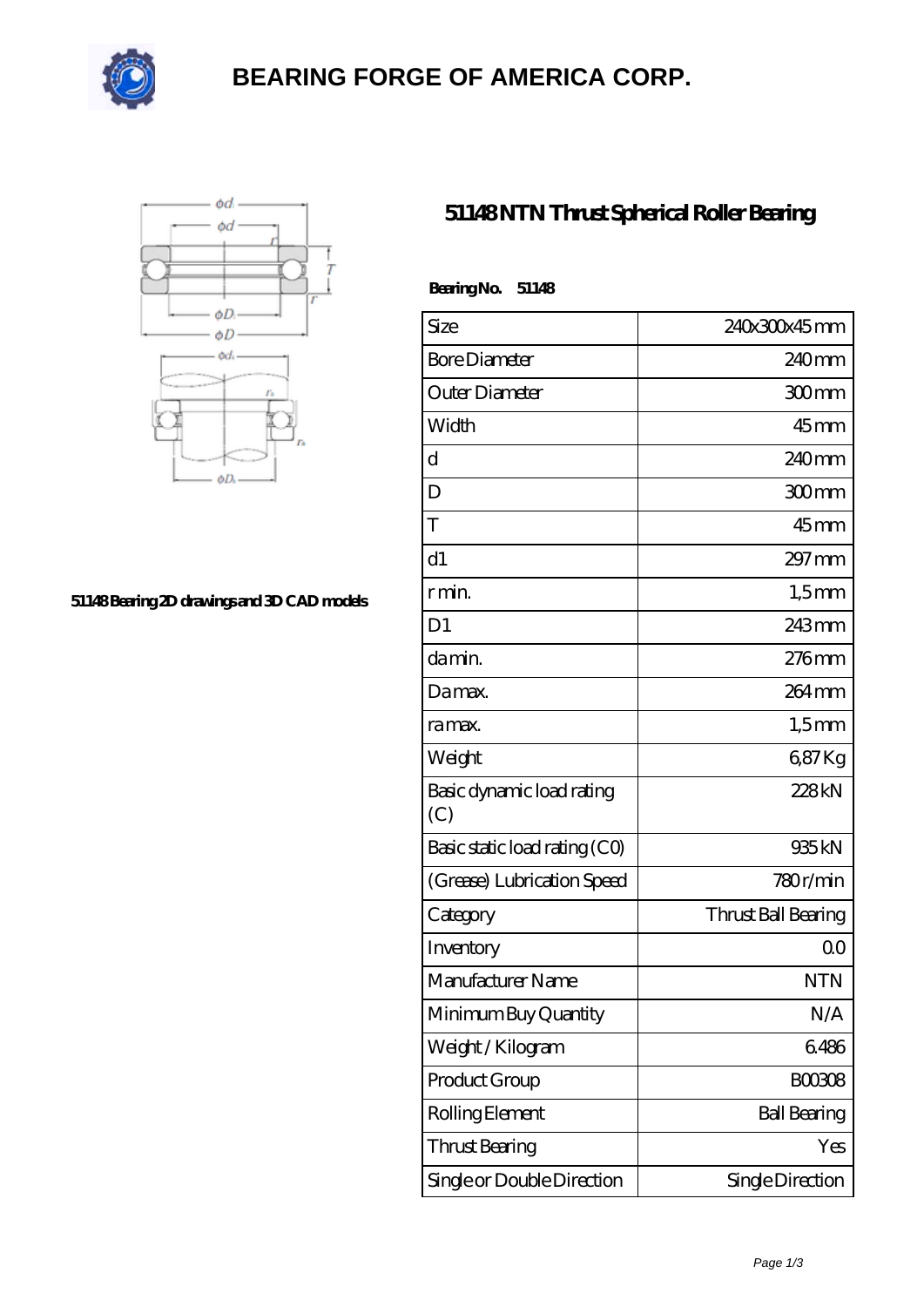# BEARING FORGE OF AMERICA CORP.

51148 Bearing 2D drawings and 3D CAD models

## 51148 NTN Thrust Spherical Roller Bearing

**Bearing No. 51148**

| Size | 240x300x45 mm |
|---|---|
| Bore Diameter | 240 mm |
| Outer Diameter | 300 mm |
| Width | 45 mm |
| d | 240 mm |
| D | 300 mm |
| T | 45 mm |
| d1 | 297 mm |
| r min. | 1,5 mm |
| D1 | 243 mm |
| da min. | 276 mm |
| Da max. | 264 mm |
| ra max. | 1,5 mm |
| Weight | 6,87 Kg |
| Basic dynamic load rating (C) | 228 kN |
| Basic static load rating (C0) | 935 kN |
| (Grease) Lubrication Speed | 780 r/min |
| Category | Thrust Ball Bearing |
| Inventory | 0.0 |
| Manufacturer Name | NTN |
| Minimum Buy Quantity | N/A |
| Weight / Kilogram | 6.486 |
| Product Group | B00308 |
| Rolling Element | Ball Bearing |
| Thrust Bearing | Yes |
| Single or Double Direction | Single Direction |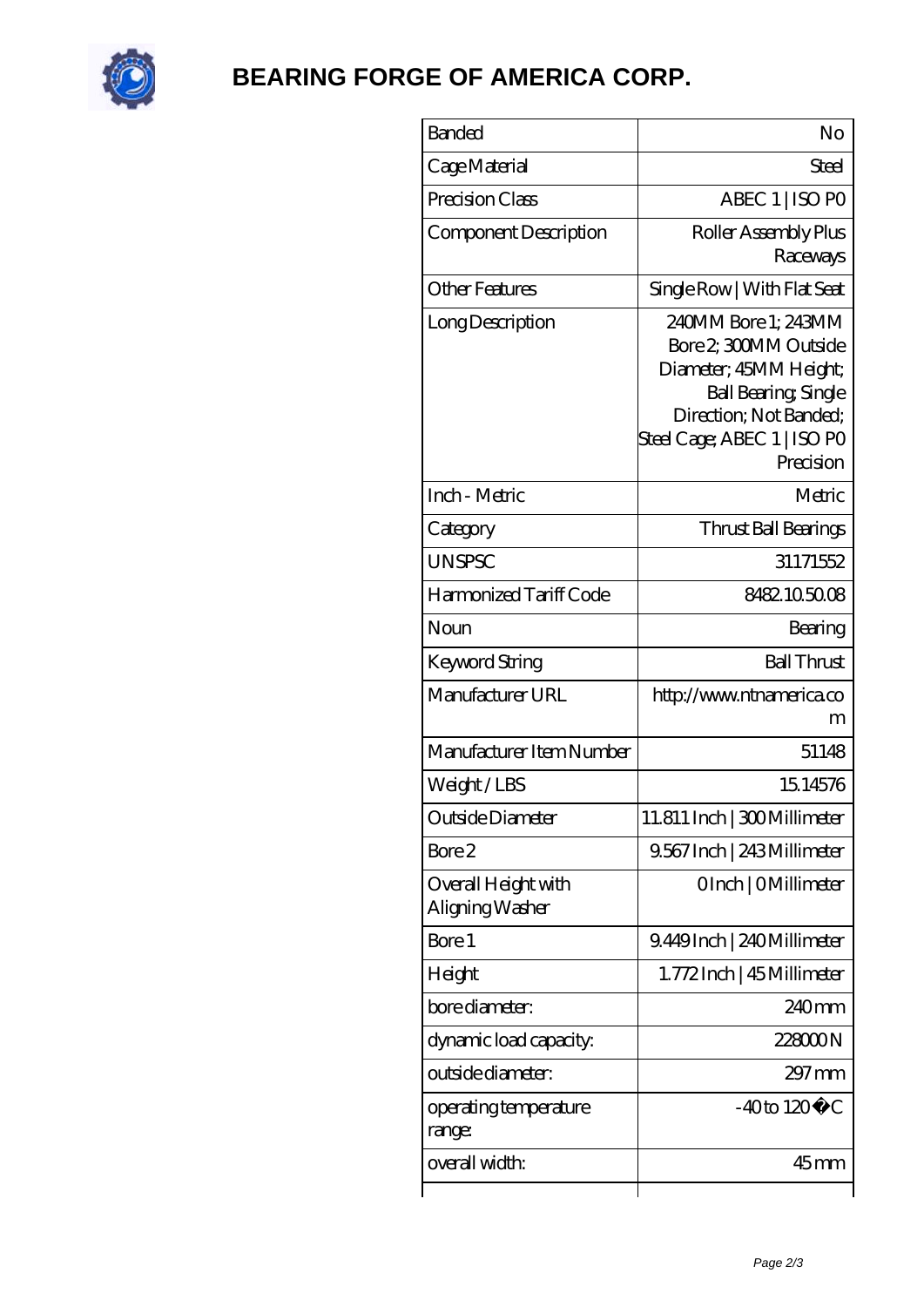# BEARING FORGE OF AMERICA CORP.

| | |
|---|---|
| Banded | No |
| Cage Material | Steel |
| Precision Class | ABEC 1 \| ISO P0 |
| Component Description | Roller Assembly Plus Raceways |
| Other Features | Single Row \| With Flat Seat |
| Long Description | 240MM Bore 1; 243MM Bore 2; 300MM Outside Diameter; 45MM Height; Ball Bearing; Single Direction; Not Banded; Steel Cage; ABEC 1 \| ISO P0 Precision |
| Inch - Metric | Metric |
| Category | Thrust Ball Bearings |
| UNSPSC | 31171552 |
| Harmonized Tariff Code | 8482.10.50.08 |
| Noun | Bearing |
| Keyword String | Ball Thrust |
| Manufacturer URL | http://www.ntnamerica.com |
| Manufacturer Item Number | 51148 |
| Weight / LBS | 15.14576 |
| Outside Diameter | 11.811 Inch \| 300 Millimeter |
| Bore 2 | 9.567 Inch \| 243 Millimeter |
| Overall Height with Aligning Washer | 0 Inch \| 0 Millimeter |
| Bore 1 | 9.449 Inch \| 240 Millimeter |
| Height | 1.772 Inch \| 45 Millimeter |
| bore diameter: | 240 mm |
| dynamic load capacity: | 228000 N |
| outside diameter: | 297 mm |
| operating temperature range: | -40 to 120 �C |
| overall width: | 45 mm |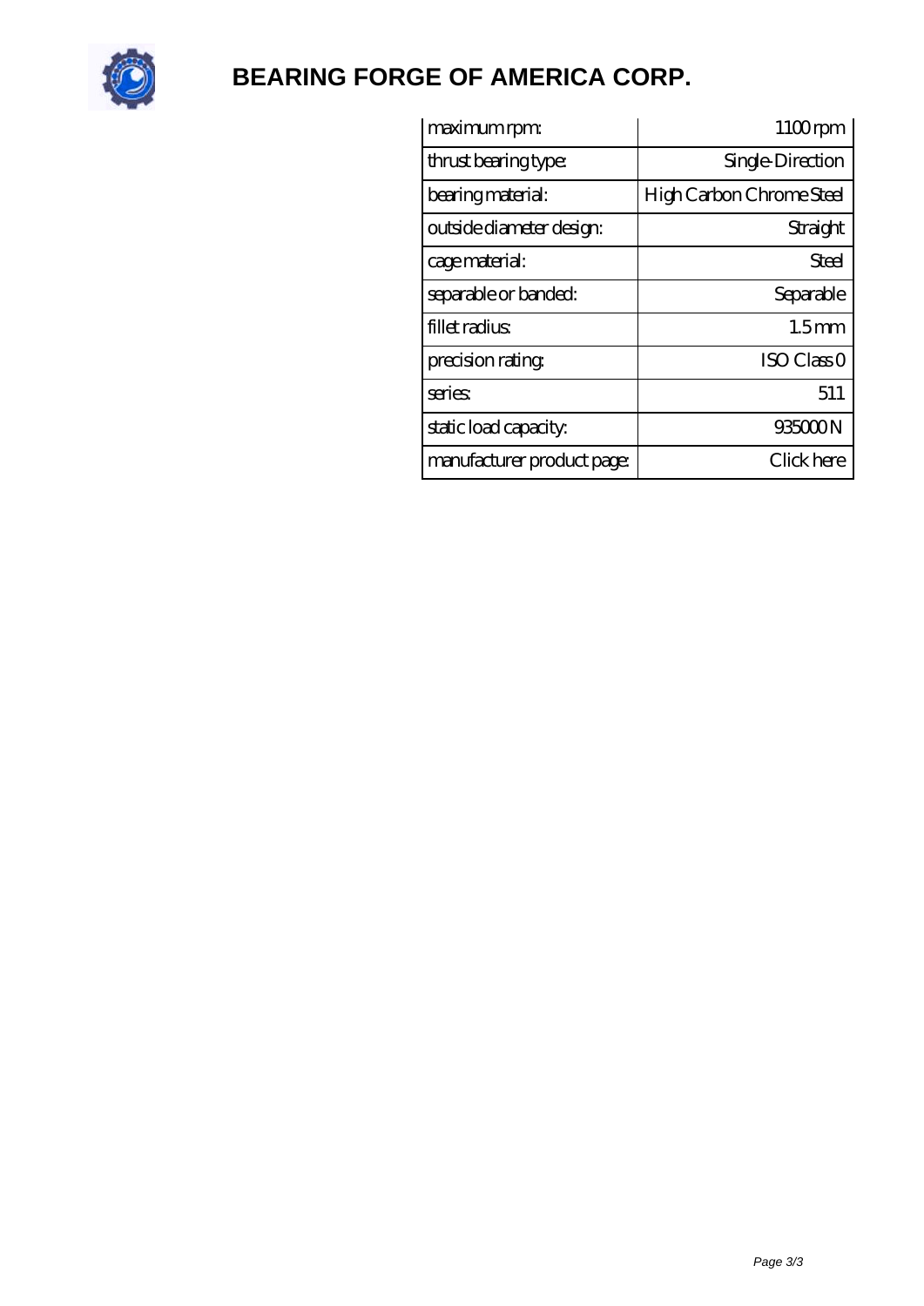# BEARING FORGE OF AMERICA CORP.

| | |
|---|---|
| maximum rpm: | 1100 rpm |
| thrust bearing type: | Single-Direction |
| bearing material: | High Carbon Chrome Steel |
| outside diameter design: | Straight |
| cage material: | Steel |
| separable or banded: | Separable |
| fillet radius: | 1.5 mm |
| precision rating: | ISO Class 0 |
| series: | 511 |
| static load capacity: | 935000 N |
| manufacturer product page: | Click here |